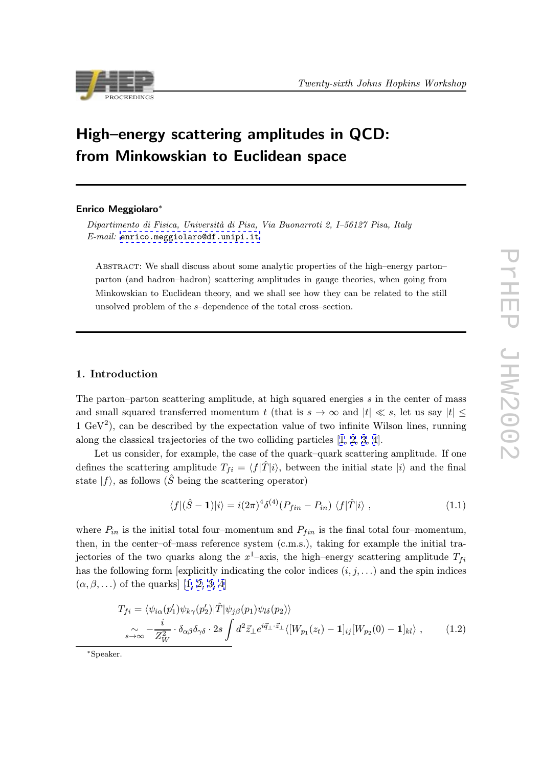# High–energy scattering amplitudes in QCD: from Minkowskian to Euclidean space

**Enrico Meggiolaro***

*Dipartimento di Fisica, Università di Pisa, Via Buonarroti 2, I–56127 Pisa, Italy*
*E-mail:* enrico.meggiolaro@df.unipi.it

Abstract: We shall discuss about some analytic properties of the high–energy parton–parton (and hadron–hadron) scattering amplitudes in gauge theories, when going from Minkowskian to Euclidean theory, and we shall see how they can be related to the still unsolved problem of the $s$–dependence of the total cross–section.

## 1. Introduction

The parton–parton scattering amplitude, at high squared energies $s$ in the center of mass and small squared transferred momentum $t$ (that is $s \to \infty$ and $|t| \ll s$, let us say $|t| \le 1~\mathrm{GeV}^2$), can be described by the expectation value of two infinite Wilson lines, running along the classical trajectories of the two colliding particles [1, 2, 3, 4].

Let us consider, for example, the case of the quark–quark scattering amplitude. If one defines the scattering amplitude $T_{fi} = \langle f|\hat{T}|i\rangle$, between the initial state $|i\rangle$ and the final state $|f\rangle$, as follows ($\hat{S}$ being the scattering operator)

$$
\langle f|(\hat{S} - \mathbf{1})|i\rangle = i(2\pi)^4 \delta^{(4)}(P_{fin} - P_{in})\ \langle f|\hat{T}|i\rangle\ , \tag{1.1}
$$

where $P_{in}$ is the initial total four–momentum and $P_{fin}$ is the final total four–momentum, then, in the center–of–mass reference system (c.m.s.), taking for example the initial trajectories of the two quarks along the $x^1$–axis, the high–energy scattering amplitude $T_{fi}$ has the following form [explicitly indicating the color indices $(i, j, \ldots)$ and the spin indices $(\alpha, \beta, \ldots)$ of the quarks] [1, 2, 3, 4]

$$
\begin{aligned}
T_{fi} &= \langle \psi_{i\alpha}(p_1')\psi_{k\gamma}(p_2')|\hat{T}|\psi_{j\beta}(p_1)\psi_{l\delta}(p_2)\rangle \\
&\underset{s\to\infty}{\sim} -\frac{i}{Z_W^2} \cdot \delta_{\alpha\beta}\delta_{\gamma\delta} \cdot 2s \int d^2\vec{z}_\perp e^{i\vec{q}_\perp \cdot \vec{z}_\perp} \langle [W_{p_1}(z_t) - \mathbf{1}]_{ij} [W_{p_2}(0) - \mathbf{1}]_{kl}\rangle\ ,
\end{aligned} \tag{1.2}
$$

*Speaker.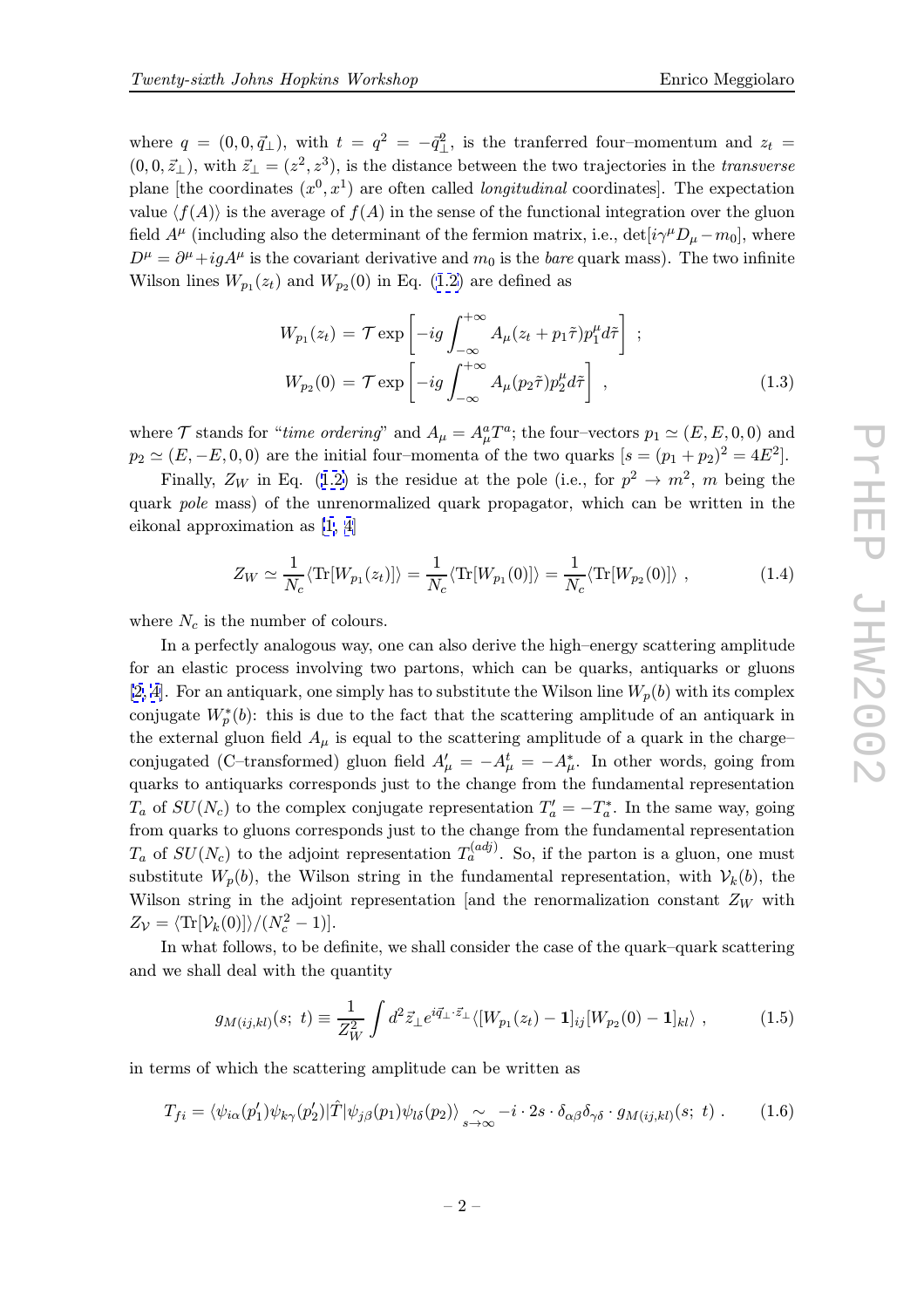where $q = (0, 0, \vec{q}_\perp)$, with $t = q^2 = -\vec{q}_\perp^2$, is the tranferred four–momentum and $z_t = (0, 0, \vec{z}_\perp)$, with $\vec{z}_\perp = (z^2, z^3)$, is the distance between the two trajectories in the *transverse* plane [the coordinates $(x^0, x^1)$ are often called *longitudinal* coordinates]. The expectation value $\langle f(A) \rangle$ is the average of $f(A)$ in the sense of the functional integration over the gluon field $A^\mu$ (including also the determinant of the fermion matrix, i.e., $\det[i\gamma^\mu D_\mu - m_0]$, where $D^\mu = \partial^\mu + igA^\mu$ is the covariant derivative and $m_0$ is the *bare* quark mass). The two infinite Wilson lines $W_{p_1}(z_t)$ and $W_{p_2}(0)$ in Eq. (1.2) are defined as

$$
\begin{aligned}
W_{p_1}(z_t) &= \mathcal{T} \exp\left[ -ig \int_{-\infty}^{+\infty} A_\mu(z_t + p_1\tilde{\tau}) p_1^\mu d\tilde{\tau} \right] \; ; \\
W_{p_2}(0) &= \mathcal{T} \exp\left[ -ig \int_{-\infty}^{+\infty} A_\mu(p_2\tilde{\tau}) p_2^\mu d\tilde{\tau} \right] \; ,
\end{aligned}
\tag{1.3}
$$

where $\mathcal{T}$ stands for "*time ordering*" and $A_\mu = A_\mu^a T^a$; the four–vectors $p_1 \simeq (E, E, 0, 0)$ and $p_2 \simeq (E, -E, 0, 0)$ are the initial four–momenta of the two quarks [$s = (p_1 + p_2)^2 = 4E^2$].

Finally, $Z_W$ in Eq. (1.2) is the residue at the pole (i.e., for $p^2 \to m^2$, $m$ being the quark *pole* mass) of the unrenormalized quark propagator, which can be written in the eikonal approximation as [1, 4]

$$
Z_W \simeq \frac{1}{N_c} \langle \mathrm{Tr}[W_{p_1}(z_t)] \rangle = \frac{1}{N_c} \langle \mathrm{Tr}[W_{p_1}(0)] \rangle = \frac{1}{N_c} \langle \mathrm{Tr}[W_{p_2}(0)] \rangle \; ,
\tag{1.4}
$$

where $N_c$ is the number of colours.

In a perfectly analogous way, one can also derive the high–energy scattering amplitude for an elastic process involving two partons, which can be quarks, antiquarks or gluons [2, 4]. For an antiquark, one simply has to substitute the Wilson line $W_p(b)$ with its complex conjugate $W_p^*(b)$: this is due to the fact that the scattering amplitude of an antiquark in the external gluon field $A_\mu$ is equal to the scattering amplitude of a quark in the charge–conjugated (C–transformed) gluon field $A'_\mu = -A_\mu^t = -A_\mu^*$. In other words, going from quarks to antiquarks corresponds just to the change from the fundamental representation $T_a$ of $SU(N_c)$ to the complex conjugate representation $T'_a = -T_a^*$. In the same way, going from quarks to gluons corresponds just to the change from the fundamental representation $T_a$ of $SU(N_c)$ to the adjoint representation $T_a^{(adj)}$. So, if the parton is a gluon, one must substitute $W_p(b)$, the Wilson string in the fundamental representation, with $\mathcal{V}_k(b)$, the Wilson string in the adjoint representation [and the renormalization constant $Z_W$ with $Z_\mathcal{V} = \langle \mathrm{Tr}[\mathcal{V}_k(0)] \rangle / (N_c^2 - 1)$].

In what follows, to be definite, we shall consider the case of the quark–quark scattering and we shall deal with the quantity

$$
g_{M(ij,kl)}(s;\ t) \equiv \frac{1}{Z_W^2} \int d^2\vec{z}_\perp e^{i\vec{q}_\perp \cdot \vec{z}_\perp} \langle [W_{p_1}(z_t) - \mathbf{1}]_{ij} [W_{p_2}(0) - \mathbf{1}]_{kl} \rangle \; ,
\tag{1.5}
$$

in terms of which the scattering amplitude can be written as

$$
T_{fi} = \langle \psi_{i\alpha}(p'_1) \psi_{k\gamma}(p'_2) | \hat{T} | \psi_{j\beta}(p_1) \psi_{l\delta}(p_2) \rangle \underset{s \to \infty}{\sim} -i \cdot 2s \cdot \delta_{\alpha\beta} \delta_{\gamma\delta} \cdot g_{M(ij,kl)}(s;\ t) \; .
\tag{1.6}
$$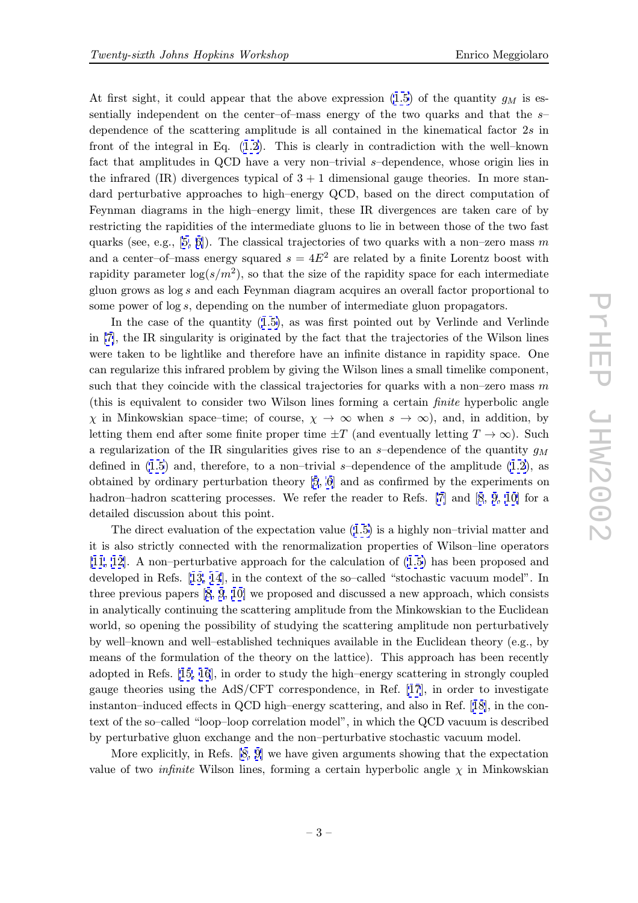At first sight, it could appear that the above expression (1.5) of the quantity $g_M$ is essentially independent on the center–of–mass energy of the two quarks and that the $s$–dependence of the scattering amplitude is all contained in the kinematical factor $2s$ in front of the integral in Eq. (1.2). This is clearly in contradiction with the well–known fact that amplitudes in QCD have a very non–trivial $s$–dependence, whose origin lies in the infrared (IR) divergences typical of $3+1$ dimensional gauge theories. In more standard perturbative approaches to high–energy QCD, based on the direct computation of Feynman diagrams in the high–energy limit, these IR divergences are taken care of by restricting the rapidities of the intermediate gluons to lie in between those of the two fast quarks (see, e.g., [5, 6]). The classical trajectories of two quarks with a non–zero mass $m$ and a center–of–mass energy squared $s = 4E^2$ are related by a finite Lorentz boost with rapidity parameter $\log(s/m^2)$, so that the size of the rapidity space for each intermediate gluon grows as $\log s$ and each Feynman diagram acquires an overall factor proportional to some power of $\log s$, depending on the number of intermediate gluon propagators.

In the case of the quantity (1.5), as was first pointed out by Verlinde and Verlinde in [7], the IR singularity is originated by the fact that the trajectories of the Wilson lines were taken to be lightlike and therefore have an infinite distance in rapidity space. One can regularize this infrared problem by giving the Wilson lines a small timelike component, such that they coincide with the classical trajectories for quarks with a non–zero mass $m$ (this is equivalent to consider two Wilson lines forming a certain *finite* hyperbolic angle $\chi$ in Minkowskian space–time; of course, $\chi \to \infty$ when $s \to \infty$), and, in addition, by letting them end after some finite proper time $\pm T$ (and eventually letting $T \to \infty$). Such a regularization of the IR singularities gives rise to an $s$–dependence of the quantity $g_M$ defined in (1.5) and, therefore, to a non–trivial $s$–dependence of the amplitude (1.2), as obtained by ordinary perturbation theory [5, 6] and as confirmed by the experiments on hadron–hadron scattering processes. We refer the reader to Refs. [7] and [8, 9, 10] for a detailed discussion about this point.

The direct evaluation of the expectation value (1.5) is a highly non–trivial matter and it is also strictly connected with the renormalization properties of Wilson–line operators [11, 12]. A non–perturbative approach for the calculation of (1.5) has been proposed and developed in Refs. [13, 14], in the context of the so–called "stochastic vacuum model". In three previous papers [8, 9, 10] we proposed and discussed a new approach, which consists in analytically continuing the scattering amplitude from the Minkowskian to the Euclidean world, so opening the possibility of studying the scattering amplitude non perturbatively by well–known and well–established techniques available in the Euclidean theory (e.g., by means of the formulation of the theory on the lattice). This approach has been recently adopted in Refs. [15, 16], in order to study the high–energy scattering in strongly coupled gauge theories using the AdS/CFT correspondence, in Ref. [17], in order to investigate instanton–induced effects in QCD high–energy scattering, and also in Ref. [18], in the context of the so–called "loop–loop correlation model", in which the QCD vacuum is described by perturbative gluon exchange and the non–perturbative stochastic vacuum model.

More explicitly, in Refs. [8, 9] we have given arguments showing that the expectation value of two *infinite* Wilson lines, forming a certain hyperbolic angle $\chi$ in Minkowskian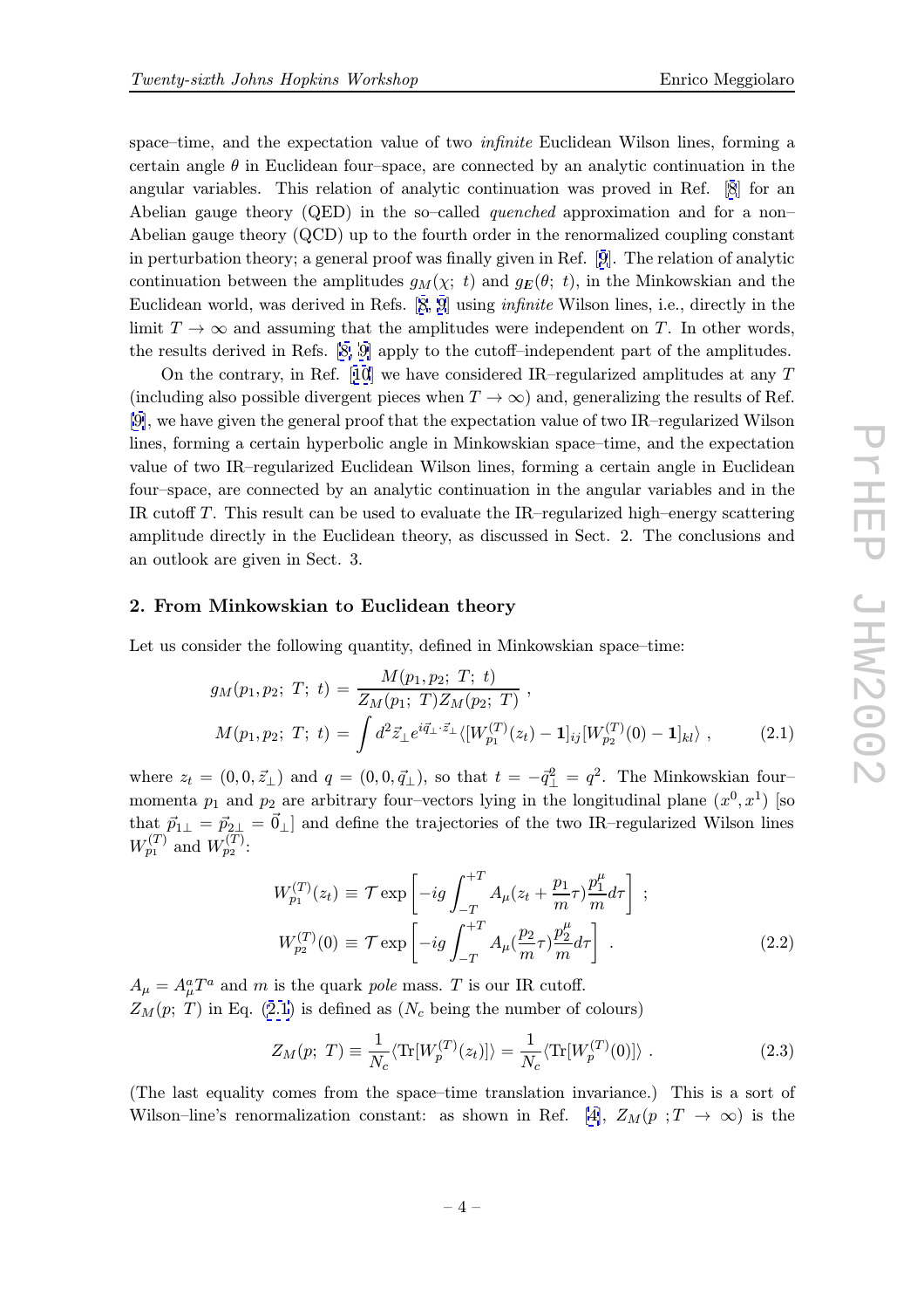space–time, and the expectation value of two *infinite* Euclidean Wilson lines, forming a certain angle $\theta$ in Euclidean four–space, are connected by an analytic continuation in the angular variables. This relation of analytic continuation was proved in Ref. [8] for an Abelian gauge theory (QED) in the so–called *quenched* approximation and for a non–Abelian gauge theory (QCD) up to the fourth order in the renormalized coupling constant in perturbation theory; a general proof was finally given in Ref. [9]. The relation of analytic continuation between the amplitudes $g_M(\chi;\ t)$ and $g_E(\theta;\ t)$, in the Minkowskian and the Euclidean world, was derived in Refs. [8, 9] using *infinite* Wilson lines, i.e., directly in the limit $T \to \infty$ and assuming that the amplitudes were independent on $T$. In other words, the results derived in Refs. [8, 9] apply to the cutoff–independent part of the amplitudes.

On the contrary, in Ref. [10] we have considered IR–regularized amplitudes at any $T$ (including also possible divergent pieces when $T \to \infty$) and, generalizing the results of Ref. [9], we have given the general proof that the expectation value of two IR–regularized Wilson lines, forming a certain hyperbolic angle in Minkowskian space–time, and the expectation value of two IR–regularized Euclidean Wilson lines, forming a certain angle in Euclidean four–space, are connected by an analytic continuation in the angular variables and in the IR cutoff $T$. This result can be used to evaluate the IR–regularized high–energy scattering amplitude directly in the Euclidean theory, as discussed in Sect. 2. The conclusions and an outlook are given in Sect. 3.

## 2. From Minkowskian to Euclidean theory

Let us consider the following quantity, defined in Minkowskian space–time:

$$
\begin{aligned}
g_M(p_1, p_2;\ T;\ t) &= \frac{M(p_1, p_2;\ T;\ t)}{Z_M(p_1;\ T) Z_M(p_2;\ T)} \ , \\
M(p_1, p_2;\ T;\ t) &= \int d^2\vec{z}_\perp e^{i\vec{q}_\perp \cdot \vec{z}_\perp} \langle [W_{p_1}^{(T)}(z_t) - \mathbf{1}]_{ij} [W_{p_2}^{(T)}(0) - \mathbf{1}]_{kl} \rangle \ ,
\end{aligned}
\tag{2.1}
$$

where $z_t = (0, 0, \vec{z}_\perp)$ and $q = (0, 0, \vec{q}_\perp)$, so that $t = -\vec{q}_\perp^{\,2} = q^2$. The Minkowskian four–momenta $p_1$ and $p_2$ are arbitrary four–vectors lying in the longitudinal plane $(x^0, x^1)$ [so that $\vec{p}_{1\perp} = \vec{p}_{2\perp} = \vec{0}_\perp$] and define the trajectories of the two IR–regularized Wilson lines $W_{p_1}^{(T)}$ and $W_{p_2}^{(T)}$:

$$
\begin{aligned}
W_{p_1}^{(T)}(z_t) &\equiv \mathcal{T} \exp \left[ -ig \int_{-T}^{+T} A_\mu (z_t + \frac{p_1}{m}\tau) \frac{p_1^\mu}{m} d\tau \right] \ ; \\
W_{p_2}^{(T)}(0) &\equiv \mathcal{T} \exp \left[ -ig \int_{-T}^{+T} A_\mu (\frac{p_2}{m}\tau) \frac{p_2^\mu}{m} d\tau \right] \ .
\end{aligned}
\tag{2.2}
$$

$A_\mu = A_\mu^a T^a$ and $m$ is the quark *pole* mass. $T$ is our IR cutoff.
$Z_M(p;\ T)$ in Eq. (2.1) is defined as ($N_c$ being the number of colours)

$$
Z_M(p;\ T) \equiv \frac{1}{N_c} \langle \mathrm{Tr}[W_p^{(T)}(z_t)] \rangle = \frac{1}{N_c} \langle \mathrm{Tr}[W_p^{(T)}(0)] \rangle \ . \tag{2.3}
$$

(The last equality comes from the space–time translation invariance.) This is a sort of Wilson–line's renormalization constant: as shown in Ref. [4], $Z_M(p\ ; T \to \infty)$ is the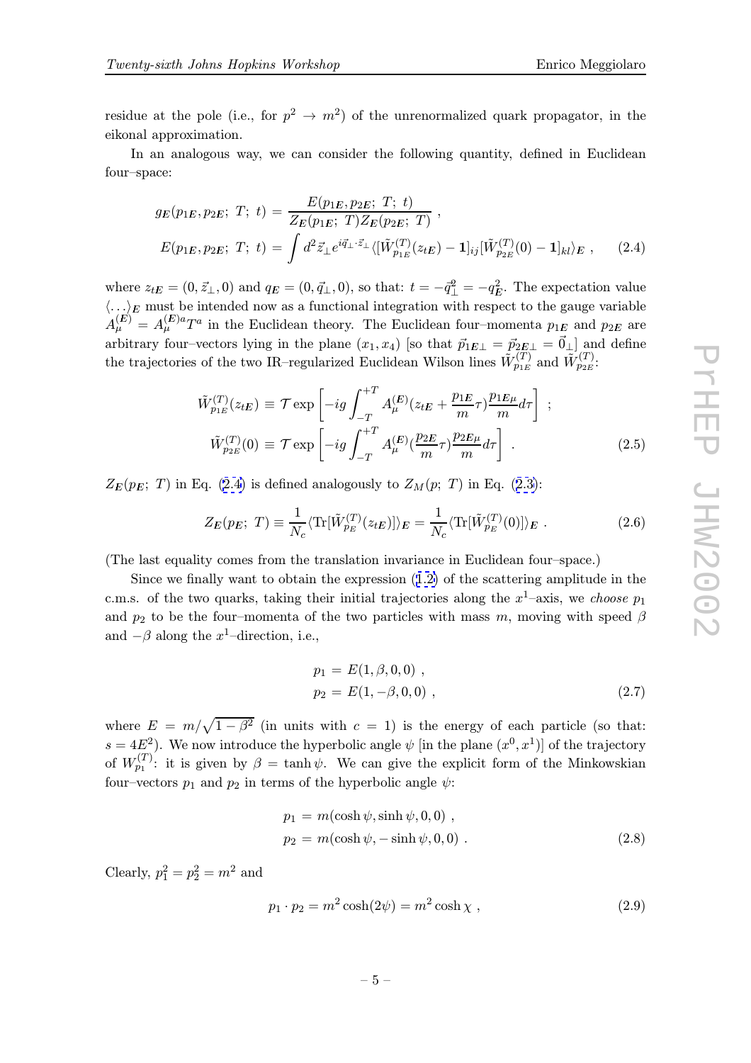residue at the pole (i.e., for $p^2 \to m^2$) of the unrenormalized quark propagator, in the eikonal approximation.

In an analogous way, we can consider the following quantity, defined in Euclidean four–space:

$$
\begin{aligned}
g_{\boldsymbol{E}}(p_{1\boldsymbol{E}}, p_{2\boldsymbol{E}};\ T;\ t) &= \frac{E(p_{1\boldsymbol{E}}, p_{2\boldsymbol{E}};\ T;\ t)}{Z_{\boldsymbol{E}}(p_{1\boldsymbol{E}};\ T) Z_{\boldsymbol{E}}(p_{2\boldsymbol{E}};\ T)} \ , \\
E(p_{1\boldsymbol{E}}, p_{2\boldsymbol{E}};\ T;\ t) &= \int d^2\vec{z}_\perp e^{i\vec{q}_\perp\cdot\vec{z}_\perp} \langle [\tilde{W}_{p_{1E}}^{(T)}(z_{t\boldsymbol{E}}) - \mathbf{1}]_{ij} [\tilde{W}_{p_{2E}}^{(T)}(0) - \mathbf{1}]_{kl} \rangle_{\boldsymbol{E}} \ ,
\end{aligned} \tag{2.4}
$$

where $z_{t\boldsymbol{E}} = (0, \vec{z}_\perp, 0)$ and $q_{\boldsymbol{E}} = (0, \vec{q}_\perp, 0)$, so that: $t = -\vec{q}_\perp^2 = -q_{\boldsymbol{E}}^2$. The expectation value $\langle \ldots \rangle_{\boldsymbol{E}}$ must be intended now as a functional integration with respect to the gauge variable $A_\mu^{(\boldsymbol{E})} = A_\mu^{(\boldsymbol{E})a} T^a$ in the Euclidean theory. The Euclidean four–momenta $p_{1\boldsymbol{E}}$ and $p_{2\boldsymbol{E}}$ are arbitrary four–vectors lying in the plane $(x_1, x_4)$ [so that $\vec{p}_{1\boldsymbol{E}\perp} = \vec{p}_{2\boldsymbol{E}\perp} = \vec{0}_\perp$] and define the trajectories of the two IR–regularized Euclidean Wilson lines $\tilde{W}_{p_{1E}}^{(T)}$ and $\tilde{W}_{p_{2E}}^{(T)}$:

$$
\begin{aligned}
\tilde{W}_{p_{1E}}^{(T)}(z_{t\boldsymbol{E}}) &\equiv \mathcal{T} \exp\left[ -ig \int_{-T}^{+T} A_\mu^{(\boldsymbol{E})}(z_{t\boldsymbol{E}} + \frac{p_{1\boldsymbol{E}}}{m}\tau) \frac{p_{1\boldsymbol{E}\mu}}{m} d\tau \right] \ ; \\
\tilde{W}_{p_{2E}}^{(T)}(0) &\equiv \mathcal{T} \exp\left[ -ig \int_{-T}^{+T} A_\mu^{(\boldsymbol{E})}(\frac{p_{2\boldsymbol{E}}}{m}\tau) \frac{p_{2\boldsymbol{E}\mu}}{m} d\tau \right] \ .
\end{aligned} \tag{2.5}
$$

$Z_{\boldsymbol{E}}(p_{\boldsymbol{E}};\ T)$ in Eq. (2.4) is defined analogously to $Z_M(p;\ T)$ in Eq. (2.3):

$$
Z_{\boldsymbol{E}}(p_{\boldsymbol{E}};\ T) \equiv \frac{1}{N_c} \langle \mathrm{Tr}[\tilde{W}_{p_E}^{(T)}(z_{t\boldsymbol{E}})] \rangle_{\boldsymbol{E}} = \frac{1}{N_c} \langle \mathrm{Tr}[\tilde{W}_{p_E}^{(T)}(0)] \rangle_{\boldsymbol{E}} \ . \tag{2.6}
$$

(The last equality comes from the translation invariance in Euclidean four–space.)

Since we finally want to obtain the expression (1.2) of the scattering amplitude in the c.m.s. of the two quarks, taking their initial trajectories along the $x^1$–axis, we *choose* $p_1$ and $p_2$ to be the four–momenta of the two particles with mass $m$, moving with speed $\beta$ and $-\beta$ along the $x^1$–direction, i.e.,

$$
\begin{aligned}
p_1 &= E(1, \beta, 0, 0) \ , \\
p_2 &= E(1, -\beta, 0, 0) \ ,
\end{aligned} \tag{2.7}
$$

where $E = m/\sqrt{1-\beta^2}$ (in units with $c = 1$) is the energy of each particle (so that: $s = 4E^2$). We now introduce the hyperbolic angle $\psi$ [in the plane $(x^0, x^1)$] of the trajectory of $W_{p_1}^{(T)}$: it is given by $\beta = \tanh\psi$. We can give the explicit form of the Minkowskian four–vectors $p_1$ and $p_2$ in terms of the hyperbolic angle $\psi$:

$$
\begin{aligned}
p_1 &= m(\cosh\psi, \sinh\psi, 0, 0) \ , \\
p_2 &= m(\cosh\psi, -\sinh\psi, 0, 0) \ .
\end{aligned} \tag{2.8}
$$

Clearly, $p_1^2 = p_2^2 = m^2$ and

$$
p_1 \cdot p_2 = m^2 \cosh(2\psi) = m^2 \cosh\chi \ , \tag{2.9}
$$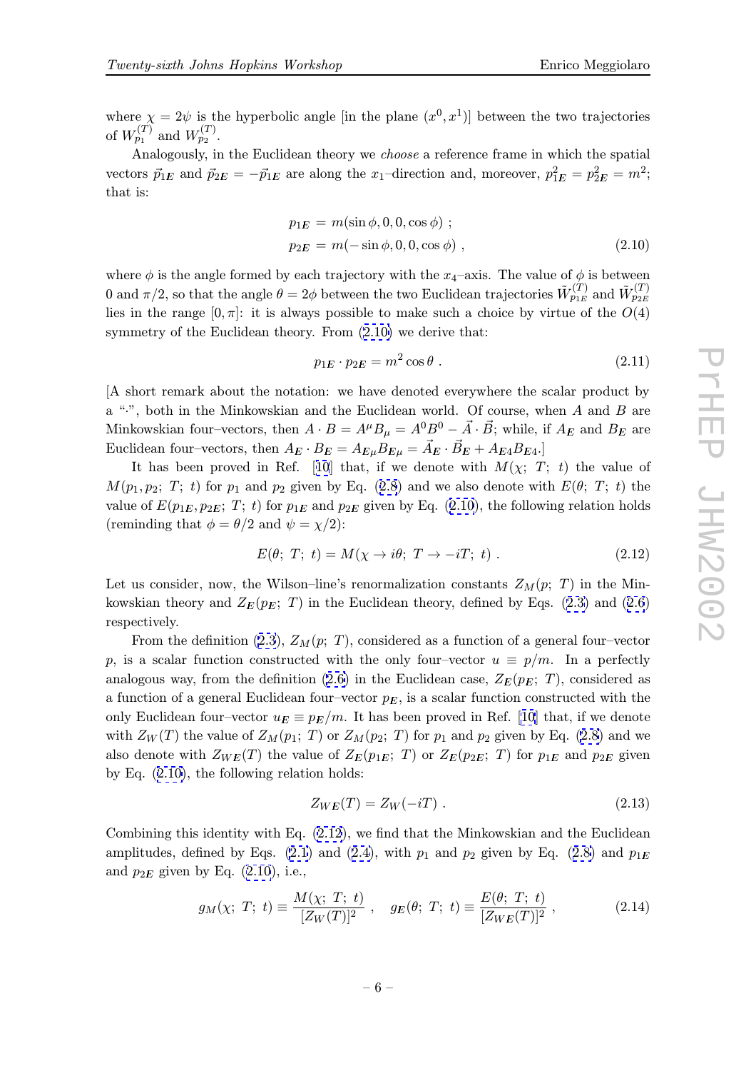where $\chi = 2\psi$ is the hyperbolic angle [in the plane $(x^0, x^1)$] between the two trajectories of $W_{p_1}^{(T)}$ and $W_{p_2}^{(T)}$.

Analogously, in the Euclidean theory we *choose* a reference frame in which the spatial vectors $\vec{p}_{1E}$ and $\vec{p}_{2E} = -\vec{p}_{1E}$ are along the $x_1$–direction and, moreover, $p_{1E}^2 = p_{2E}^2 = m^2$; that is:

$$
\begin{aligned}
p_{1E} &= m(\sin\phi, 0, 0, \cos\phi) \; ; \\
p_{2E} &= m(-\sin\phi, 0, 0, \cos\phi) \; ,
\end{aligned}
\tag{2.10}
$$

where $\phi$ is the angle formed by each trajectory with the $x_4$–axis. The value of $\phi$ is between 0 and $\pi/2$, so that the angle $\theta = 2\phi$ between the two Euclidean trajectories $\tilde{W}_{p_{1E}}^{(T)}$ and $\tilde{W}_{p_{2E}}^{(T)}$ lies in the range $[0, \pi]$: it is always possible to make such a choice by virtue of the $O(4)$ symmetry of the Euclidean theory. From (2.10) we derive that:

$$
p_{1E} \cdot p_{2E} = m^2 \cos\theta \; . \tag{2.11}
$$

[A short remark about the notation: we have denoted everywhere the scalar product by a "$\cdot$", both in the Minkowskian and the Euclidean world. Of course, when $A$ and $B$ are Minkowskian four–vectors, then $A \cdot B = A^\mu B_\mu = A^0 B^0 - \vec{A} \cdot \vec{B}$; while, if $A_E$ and $B_E$ are Euclidean four–vectors, then $A_E \cdot B_E = A_{E\mu} B_{E\mu} = \vec{A}_E \cdot \vec{B}_E + A_{E4} B_{E4}$.]

It has been proved in Ref. [10] that, if we denote with $M(\chi;\ T;\ t)$ the value of $M(p_1, p_2;\ T;\ t)$ for $p_1$ and $p_2$ given by Eq. (2.8) and we also denote with $E(\theta;\ T;\ t)$ the value of $E(p_{1E}, p_{2E};\ T;\ t)$ for $p_{1E}$ and $p_{2E}$ given by Eq. (2.10), the following relation holds (reminding that $\phi = \theta/2$ and $\psi = \chi/2$):

$$
E(\theta;\ T;\ t) = M(\chi \to i\theta;\ T \to -iT;\ t) \; . \tag{2.12}
$$

Let us consider, now, the Wilson–line's renormalization constants $Z_M(p;\ T)$ in the Minkowskian theory and $Z_E(p_E;\ T)$ in the Euclidean theory, defined by Eqs. (2.3) and (2.6) respectively.

From the definition (2.3), $Z_M(p;\ T)$, considered as a function of a general four–vector $p$, is a scalar function constructed with the only four–vector $u \equiv p/m$. In a perfectly analogous way, from the definition (2.6) in the Euclidean case, $Z_E(p_E;\ T)$, considered as a function of a general Euclidean four–vector $p_E$, is a scalar function constructed with the only Euclidean four–vector $u_E \equiv p_E/m$. It has been proved in Ref. [10] that, if we denote with $Z_W(T)$ the value of $Z_M(p_1;\ T)$ or $Z_M(p_2;\ T)$ for $p_1$ and $p_2$ given by Eq. (2.8) and we also denote with $Z_{WE}(T)$ the value of $Z_E(p_{1E};\ T)$ or $Z_E(p_{2E};\ T)$ for $p_{1E}$ and $p_{2E}$ given by Eq. (2.10), the following relation holds:

$$
Z_{WE}(T) = Z_W(-iT) \; . \tag{2.13}
$$

Combining this identity with Eq. (2.12), we find that the Minkowskian and the Euclidean amplitudes, defined by Eqs. (2.1) and (2.4), with $p_1$ and $p_2$ given by Eq. (2.8) and $p_{1E}$ and $p_{2E}$ given by Eq. (2.10), i.e.,

$$
g_M(\chi;\ T;\ t) \equiv \frac{M(\chi;\ T;\ t)}{[Z_W(T)]^2} \; , \quad g_E(\theta;\ T;\ t) \equiv \frac{E(\theta;\ T;\ t)}{[Z_{WE}(T)]^2} \; , \tag{2.14}
$$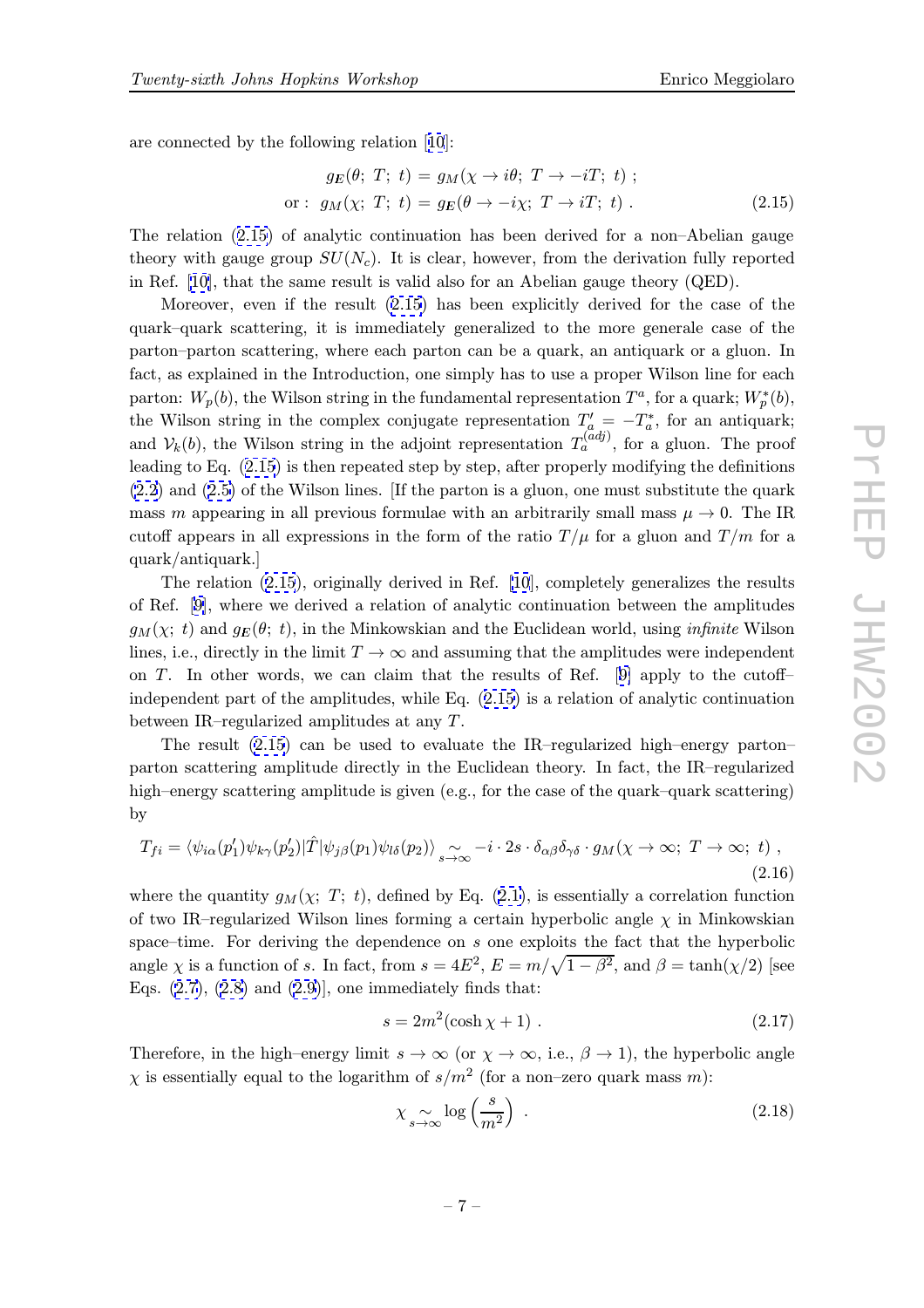are connected by the following relation [10]:

$$
\begin{aligned}
& g_{\boldsymbol{E}}(\theta;\ T;\ t) = g_M(\chi \to i\theta;\ T \to -iT;\ t)\ ; \\
\text{or}:\ \ & g_M(\chi;\ T;\ t) = g_{\boldsymbol{E}}(\theta \to -i\chi;\ T \to iT;\ t)\ .
\end{aligned}
\tag{2.15}
$$

The relation (2.15) of analytic continuation has been derived for a non–Abelian gauge theory with gauge group $SU(N_c)$. It is clear, however, from the derivation fully reported in Ref. [10], that the same result is valid also for an Abelian gauge theory (QED).

Moreover, even if the result (2.15) has been explicitly derived for the case of the quark–quark scattering, it is immediately generalized to the more generale case of the parton–parton scattering, where each parton can be a quark, an antiquark or a gluon. In fact, as explained in the Introduction, one simply has to use a proper Wilson line for each parton: $W_p(b)$, the Wilson string in the fundamental representation $T^a$, for a quark; $W_p^*(b)$, the Wilson string in the complex conjugate representation $T'_a = -T^*_a$, for an antiquark; and $\mathcal{V}_k(b)$, the Wilson string in the adjoint representation $T_a^{(adj)}$, for a gluon. The proof leading to Eq. (2.15) is then repeated step by step, after properly modifying the definitions (2.2) and (2.5) of the Wilson lines. [If the parton is a gluon, one must substitute the quark mass $m$ appearing in all previous formulae with an arbitrarily small mass $\mu \to 0$. The IR cutoff appears in all expressions in the form of the ratio $T/\mu$ for a gluon and $T/m$ for a quark/antiquark.]

The relation (2.15), originally derived in Ref. [10], completely generalizes the results of Ref. [9], where we derived a relation of analytic continuation between the amplitudes $g_M(\chi;\ t)$ and $g_{\boldsymbol{E}}(\theta;\ t)$, in the Minkowskian and the Euclidean world, using *infinite* Wilson lines, i.e., directly in the limit $T \to \infty$ and assuming that the amplitudes were independent on $T$. In other words, we can claim that the results of Ref. [9] apply to the cutoff–independent part of the amplitudes, while Eq. (2.15) is a relation of analytic continuation between IR–regularized amplitudes at any $T$.

The result (2.15) can be used to evaluate the IR–regularized high–energy parton–parton scattering amplitude directly in the Euclidean theory. In fact, the IR–regularized high–energy scattering amplitude is given (e.g., for the case of the quark–quark scattering) by

$$
T_{fi} = \langle \psi_{i\alpha}(p'_1)\psi_{k\gamma}(p'_2)|\hat{T}|\psi_{j\beta}(p_1)\psi_{l\delta}(p_2)\rangle \underset{s\to\infty}{\sim} -i \cdot 2s \cdot \delta_{\alpha\beta}\delta_{\gamma\delta} \cdot g_M(\chi \to \infty;\ T \to \infty;\ t)\ ,
\tag{2.16}
$$

where the quantity $g_M(\chi;\ T;\ t)$, defined by Eq. (2.1), is essentially a correlation function of two IR–regularized Wilson lines forming a certain hyperbolic angle $\chi$ in Minkowskian space–time. For deriving the dependence on $s$ one exploits the fact that the hyperbolic angle $\chi$ is a function of $s$. In fact, from $s = 4E^2$, $E = m/\sqrt{1-\beta^2}$, and $\beta = \tanh(\chi/2)$ [see Eqs. (2.7), (2.8) and (2.9)], one immediately finds that:

$$
s = 2m^2(\cosh\chi + 1)\ .
\tag{2.17}
$$

Therefore, in the high–energy limit $s \to \infty$ (or $\chi \to \infty$, i.e., $\beta \to 1$), the hyperbolic angle $\chi$ is essentially equal to the logarithm of $s/m^2$ (for a non–zero quark mass $m$):

$$
\chi \underset{s\to\infty}{\sim} \log\left(\frac{s}{m^2}\right)\ .
\tag{2.18}
$$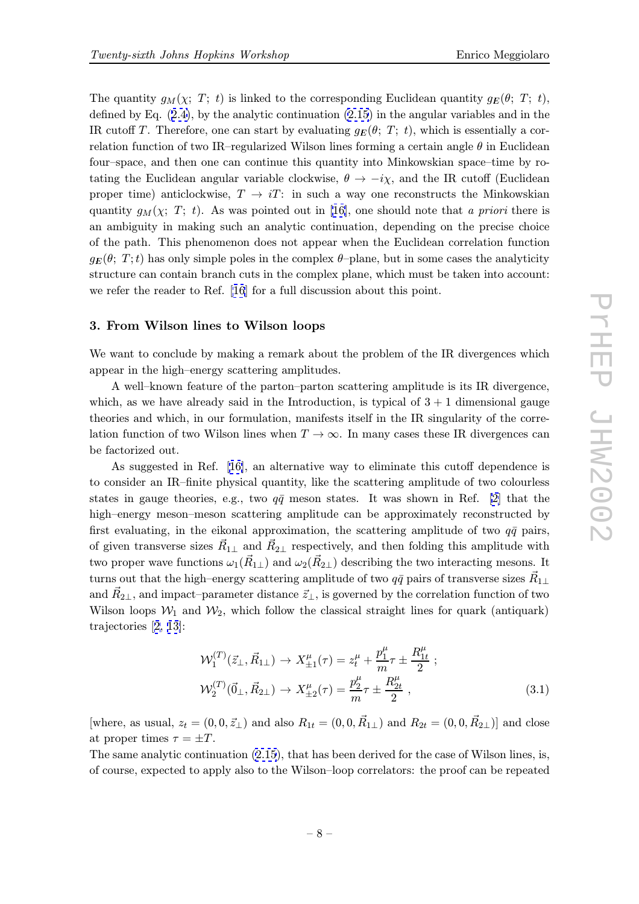The quantity $g_M(\chi;\ T;\ t)$ is linked to the corresponding Euclidean quantity $g_E(\theta;\ T;\ t)$, defined by Eq. (2.4), by the analytic continuation (2.15) in the angular variables and in the IR cutoff $T$. Therefore, one can start by evaluating $g_E(\theta;\ T;\ t)$, which is essentially a correlation function of two IR–regularized Wilson lines forming a certain angle $\theta$ in Euclidean four–space, and then one can continue this quantity into Minkowskian space–time by rotating the Euclidean angular variable clockwise, $\theta \to -i\chi$, and the IR cutoff (Euclidean proper time) anticlockwise, $T \to iT$: in such a way one reconstructs the Minkowskian quantity $g_M(\chi;\ T;\ t)$. As was pointed out in [16], one should note that *a priori* there is an ambiguity in making such an analytic continuation, depending on the precise choice of the path. This phenomenon does not appear when the Euclidean correlation function $g_E(\theta;\ T; t)$ has only simple poles in the complex $\theta$–plane, but in some cases the analyticity structure can contain branch cuts in the complex plane, which must be taken into account: we refer the reader to Ref. [16] for a full discussion about this point.

## 3. From Wilson lines to Wilson loops

We want to conclude by making a remark about the problem of the IR divergences which appear in the high–energy scattering amplitudes.

A well–known feature of the parton–parton scattering amplitude is its IR divergence, which, as we have already said in the Introduction, is typical of $3+1$ dimensional gauge theories and which, in our formulation, manifests itself in the IR singularity of the correlation function of two Wilson lines when $T \to \infty$. In many cases these IR divergences can be factorized out.

As suggested in Ref. [16], an alternative way to eliminate this cutoff dependence is to consider an IR–finite physical quantity, like the scattering amplitude of two colourless states in gauge theories, e.g., two $q\bar{q}$ meson states. It was shown in Ref. [2] that the high–energy meson–meson scattering amplitude can be approximately reconstructed by first evaluating, in the eikonal approximation, the scattering amplitude of two $q\bar{q}$ pairs, of given transverse sizes $\vec{R}_{1\perp}$ and $\vec{R}_{2\perp}$ respectively, and then folding this amplitude with two proper wave functions $\omega_1(\vec{R}_{1\perp})$ and $\omega_2(\vec{R}_{2\perp})$ describing the two interacting mesons. It turns out that the high–energy scattering amplitude of two $q\bar{q}$ pairs of transverse sizes $\vec{R}_{1\perp}$ and $\vec{R}_{2\perp}$, and impact–parameter distance $\vec{z}_\perp$, is governed by the correlation function of two Wilson loops $\mathcal{W}_1$ and $\mathcal{W}_2$, which follow the classical straight lines for quark (antiquark) trajectories [2, 13]:

$$
\begin{aligned}
\mathcal{W}_1^{(T)}(\vec{z}_\perp, \vec{R}_{1\perp}) &\to X_{\pm 1}^\mu(\tau) = z_t^\mu + \frac{p_1^\mu}{m}\tau \pm \frac{R_{1t}^\mu}{2} \ ; \\
\mathcal{W}_2^{(T)}(\vec{0}_\perp, \vec{R}_{2\perp}) &\to X_{\pm 2}^\mu(\tau) = \frac{p_2^\mu}{m}\tau \pm \frac{R_{2t}^\mu}{2} \ ,
\end{aligned}
\tag{3.1}
$$

[where, as usual, $z_t = (0, 0, \vec{z}_\perp)$ and also $R_{1t} = (0, 0, \vec{R}_{1\perp})$ and $R_{2t} = (0, 0, \vec{R}_{2\perp})$] and close at proper times $\tau = \pm T$.

The same analytic continuation (2.15), that has been derived for the case of Wilson lines, is, of course, expected to apply also to the Wilson–loop correlators: the proof can be repeated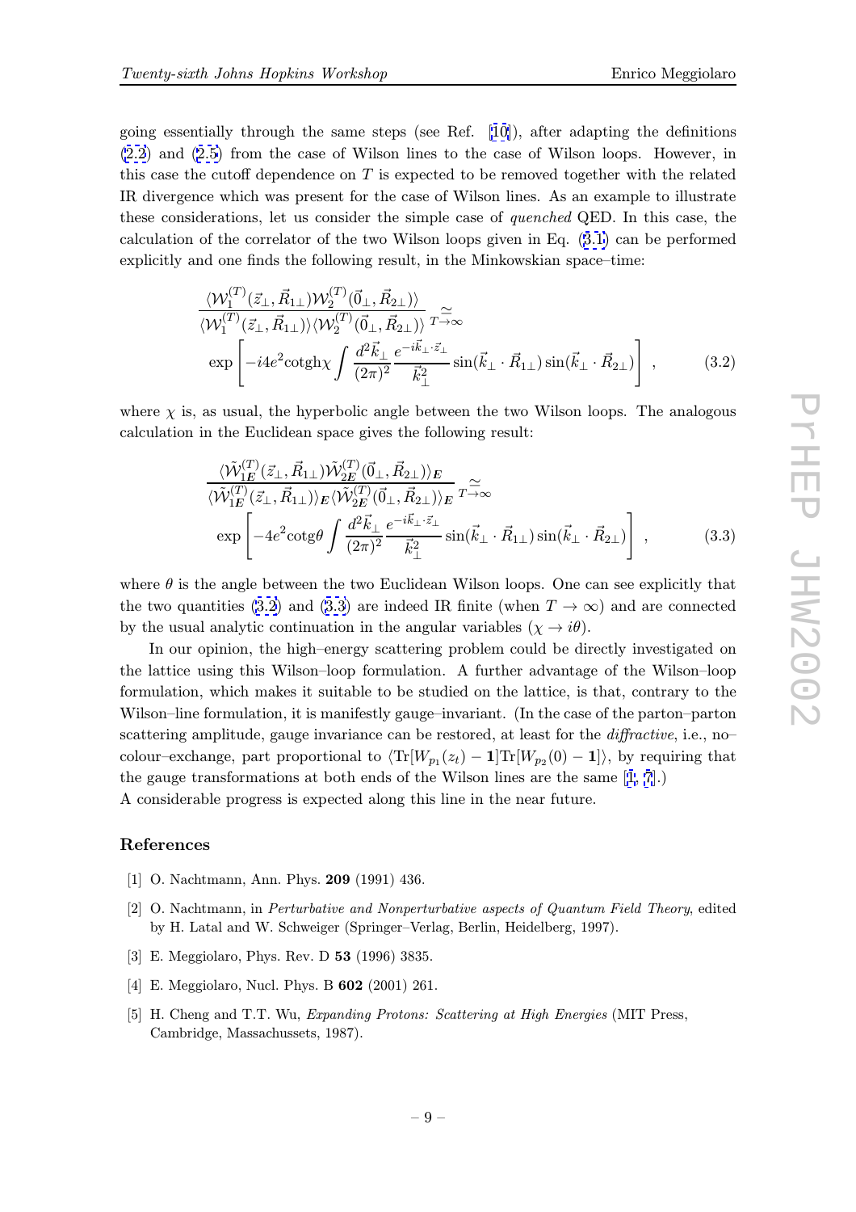going essentially through the same steps (see Ref. [10]), after adapting the definitions (2.2) and (2.5) from the case of Wilson lines to the case of Wilson loops. However, in this case the cutoff dependence on $T$ is expected to be removed together with the related IR divergence which was present for the case of Wilson lines. As an example to illustrate these considerations, let us consider the simple case of *quenched* QED. In this case, the calculation of the correlator of the two Wilson loops given in Eq. (3.1) can be performed explicitly and one finds the following result, in the Minkowskian space–time:

$$
\frac{\langle \mathcal{W}_1^{(T)}(\vec{z}_\perp, \vec{R}_{1\perp}) \mathcal{W}_2^{(T)}(\vec{0}_\perp, \vec{R}_{2\perp}) \rangle}{\langle \mathcal{W}_1^{(T)}(\vec{z}_\perp, \vec{R}_{1\perp}) \rangle \langle \mathcal{W}_2^{(T)}(\vec{0}_\perp, \vec{R}_{2\perp}) \rangle} \underset{T\to\infty}{\simeq} \exp\left[ -i4e^2 \mathrm{cotgh}\chi \int \frac{d^2\vec{k}_\perp}{(2\pi)^2} \frac{e^{-i\vec{k}_\perp \cdot \vec{z}_\perp}}{\vec{k}_\perp^2} \sin(\vec{k}_\perp \cdot \vec{R}_{1\perp}) \sin(\vec{k}_\perp \cdot \vec{R}_{2\perp}) \right] , \tag{3.2}
$$

where $\chi$ is, as usual, the hyperbolic angle between the two Wilson loops. The analogous calculation in the Euclidean space gives the following result:

$$
\frac{\langle \tilde{\mathcal{W}}_{1E}^{(T)}(\vec{z}_\perp, \vec{R}_{1\perp}) \tilde{\mathcal{W}}_{2E}^{(T)}(\vec{0}_\perp, \vec{R}_{2\perp}) \rangle_E}{\langle \tilde{\mathcal{W}}_{1E}^{(T)}(\vec{z}_\perp, \vec{R}_{1\perp}) \rangle_E \langle \tilde{\mathcal{W}}_{2E}^{(T)}(\vec{0}_\perp, \vec{R}_{2\perp}) \rangle_E} \underset{T\to\infty}{\simeq} \exp\left[ -4e^2 \mathrm{cotg}\theta \int \frac{d^2\vec{k}_\perp}{(2\pi)^2} \frac{e^{-i\vec{k}_\perp \cdot \vec{z}_\perp}}{\vec{k}_\perp^2} \sin(\vec{k}_\perp \cdot \vec{R}_{1\perp}) \sin(\vec{k}_\perp \cdot \vec{R}_{2\perp}) \right] , \tag{3.3}
$$

where $\theta$ is the angle between the two Euclidean Wilson loops. One can see explicitly that the two quantities (3.2) and (3.3) are indeed IR finite (when $T \to \infty$) and are connected by the usual analytic continuation in the angular variables ($\chi \to i\theta$).

In our opinion, the high–energy scattering problem could be directly investigated on the lattice using this Wilson–loop formulation. A further advantage of the Wilson–loop formulation, which makes it suitable to be studied on the lattice, is that, contrary to the Wilson–line formulation, it is manifestly gauge–invariant. (In the case of the parton–parton scattering amplitude, gauge invariance can be restored, at least for the *diffractive*, i.e., no–colour–exchange, part proportional to $\langle \mathrm{Tr}[W_{p_1}(z_t) - \mathbf{1}] \mathrm{Tr}[W_{p_2}(0) - \mathbf{1}] \rangle$, by requiring that the gauge transformations at both ends of the Wilson lines are the same [1, 7].) A considerable progress is expected along this line in the near future.

## References

[1] O. Nachtmann, Ann. Phys. **209** (1991) 436.

[2] O. Nachtmann, in *Perturbative and Nonperturbative aspects of Quantum Field Theory*, edited by H. Latal and W. Schweiger (Springer–Verlag, Berlin, Heidelberg, 1997).

[3] E. Meggiolaro, Phys. Rev. D **53** (1996) 3835.

[4] E. Meggiolaro, Nucl. Phys. B **602** (2001) 261.

[5] H. Cheng and T.T. Wu, *Expanding Protons: Scattering at High Energies* (MIT Press, Cambridge, Massachussets, 1987).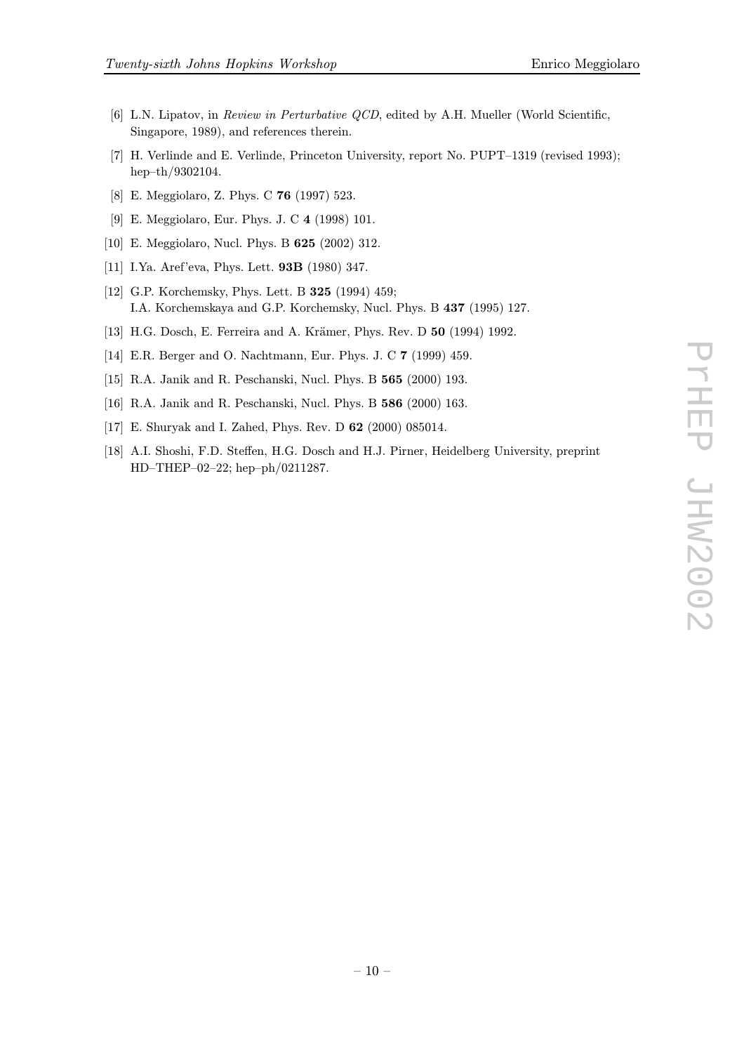[6] L.N. Lipatov, in *Review in Perturbative QCD*, edited by A.H. Mueller (World Scientific, Singapore, 1989), and references therein.

[7] H. Verlinde and E. Verlinde, Princeton University, report No. PUPT–1319 (revised 1993); hep–th/9302104.

[8] E. Meggiolaro, Z. Phys. C **76** (1997) 523.

[9] E. Meggiolaro, Eur. Phys. J. C **4** (1998) 101.

[10] E. Meggiolaro, Nucl. Phys. B **625** (2002) 312.

[11] I.Ya. Aref'eva, Phys. Lett. **93B** (1980) 347.

[12] G.P. Korchemsky, Phys. Lett. B **325** (1994) 459; I.A. Korchemskaya and G.P. Korchemsky, Nucl. Phys. B **437** (1995) 127.

[13] H.G. Dosch, E. Ferreira and A. Krämer, Phys. Rev. D **50** (1994) 1992.

[14] E.R. Berger and O. Nachtmann, Eur. Phys. J. C **7** (1999) 459.

[15] R.A. Janik and R. Peschanski, Nucl. Phys. B **565** (2000) 193.

[16] R.A. Janik and R. Peschanski, Nucl. Phys. B **586** (2000) 163.

[17] E. Shuryak and I. Zahed, Phys. Rev. D **62** (2000) 085014.

[18] A.I. Shoshi, F.D. Steffen, H.G. Dosch and H.J. Pirner, Heidelberg University, preprint HD–THEP–02–22; hep–ph/0211287.